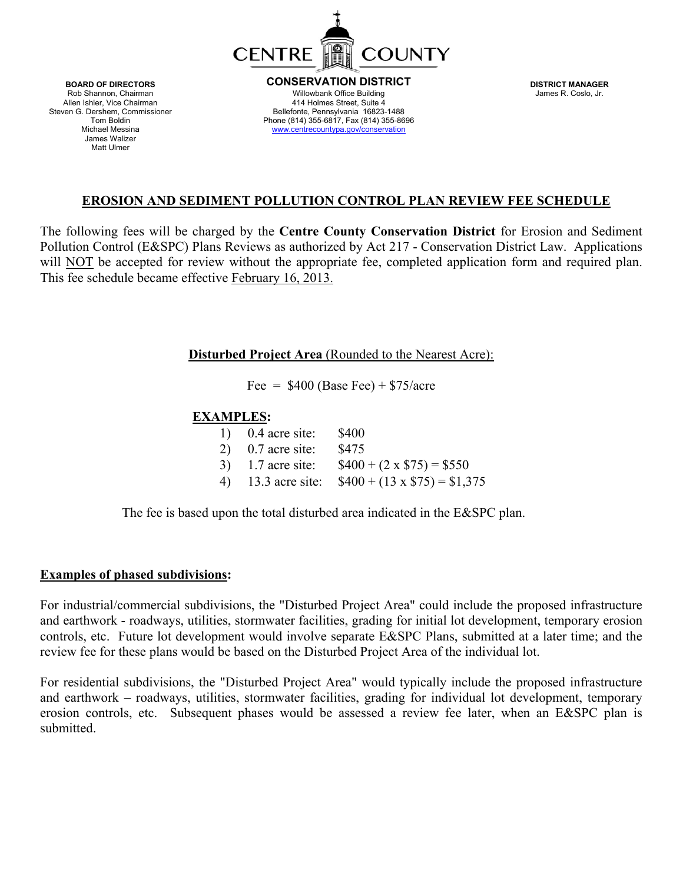# CENTRE COUNTY CONSERVATION DISTRICT

Willowbank Office Building
414 Holmes Street, Suite 4
Bellefonte, Pennsylvania 16823-1488
Phone (814) 355-6817, Fax (814) 355-8696
www.centrecountypa.gov/conservation

**BOARD OF DIRECTORS**
Rob Shannon, Chairman
Allen Ishler, Vice Chairman
Steven G. Dershem, Commissioner
Tom Boldin
Michael Messina
James Walizer
Matt Ulmer

**DISTRICT MANAGER**
James R. Coslo, Jr.

## EROSION AND SEDIMENT POLLUTION CONTROL PLAN REVIEW FEE SCHEDULE

The following fees will be charged by the **Centre County Conservation District** for Erosion and Sediment Pollution Control (E&SPC) Plans Reviews as authorized by Act 217 - Conservation District Law. Applications will NOT be accepted for review without the appropriate fee, completed application form and required plan. This fee schedule became effective February 16, 2013.

**Disturbed Project Area** (Rounded to the Nearest Acre):

Fee = \$400 (Base Fee) + \$75/acre

**EXAMPLES:**

1) 0.4 acre site: \$400
2) 0.7 acre site: \$475
3) 1.7 acre site: \$400 + (2 x \$75) = \$550
4) 13.3 acre site: \$400 + (13 x \$75) = \$1,375

The fee is based upon the total disturbed area indicated in the E&SPC plan.

**Examples of phased subdivisions:**

For industrial/commercial subdivisions, the "Disturbed Project Area" could include the proposed infrastructure and earthwork - roadways, utilities, stormwater facilities, grading for initial lot development, temporary erosion controls, etc. Future lot development would involve separate E&SPC Plans, submitted at a later time; and the review fee for these plans would be based on the Disturbed Project Area of the individual lot.

For residential subdivisions, the "Disturbed Project Area" would typically include the proposed infrastructure and earthwork – roadways, utilities, stormwater facilities, grading for individual lot development, temporary erosion controls, etc. Subsequent phases would be assessed a review fee later, when an E&SPC plan is submitted.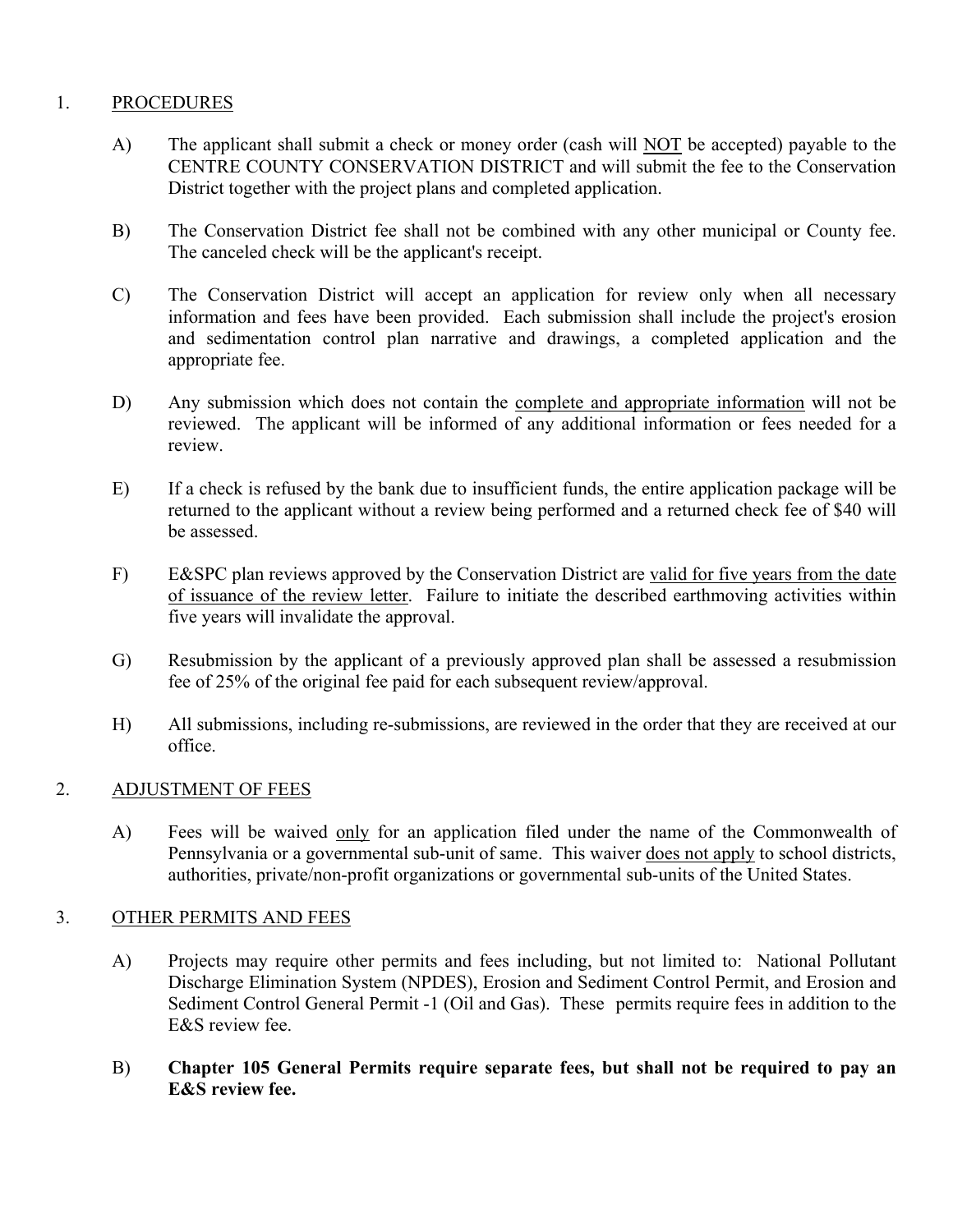1. PROCEDURES

   A) The applicant shall submit a check or money order (cash will NOT be accepted) payable to the CENTRE COUNTY CONSERVATION DISTRICT and will submit the fee to the Conservation District together with the project plans and completed application.

   B) The Conservation District fee shall not be combined with any other municipal or County fee. The canceled check will be the applicant's receipt.

   C) The Conservation District will accept an application for review only when all necessary information and fees have been provided. Each submission shall include the project's erosion and sedimentation control plan narrative and drawings, a completed application and the appropriate fee.

   D) Any submission which does not contain the complete and appropriate information will not be reviewed. The applicant will be informed of any additional information or fees needed for a review.

   E) If a check is refused by the bank due to insufficient funds, the entire application package will be returned to the applicant without a review being performed and a returned check fee of $40 will be assessed.

   F) E&SPC plan reviews approved by the Conservation District are valid for five years from the date of issuance of the review letter. Failure to initiate the described earthmoving activities within five years will invalidate the approval.

   G) Resubmission by the applicant of a previously approved plan shall be assessed a resubmission fee of 25% of the original fee paid for each subsequent review/approval.

   H) All submissions, including re-submissions, are reviewed in the order that they are received at our office.

2. ADJUSTMENT OF FEES

   A) Fees will be waived only for an application filed under the name of the Commonwealth of Pennsylvania or a governmental sub-unit of same. This waiver does not apply to school districts, authorities, private/non-profit organizations or governmental sub-units of the United States.

3. OTHER PERMITS AND FEES

   A) Projects may require other permits and fees including, but not limited to: National Pollutant Discharge Elimination System (NPDES), Erosion and Sediment Control Permit, and Erosion and Sediment Control General Permit -1 (Oil and Gas). These permits require fees in addition to the E&S review fee.

   B) **Chapter 105 General Permits require separate fees, but shall not be required to pay an E&S review fee.**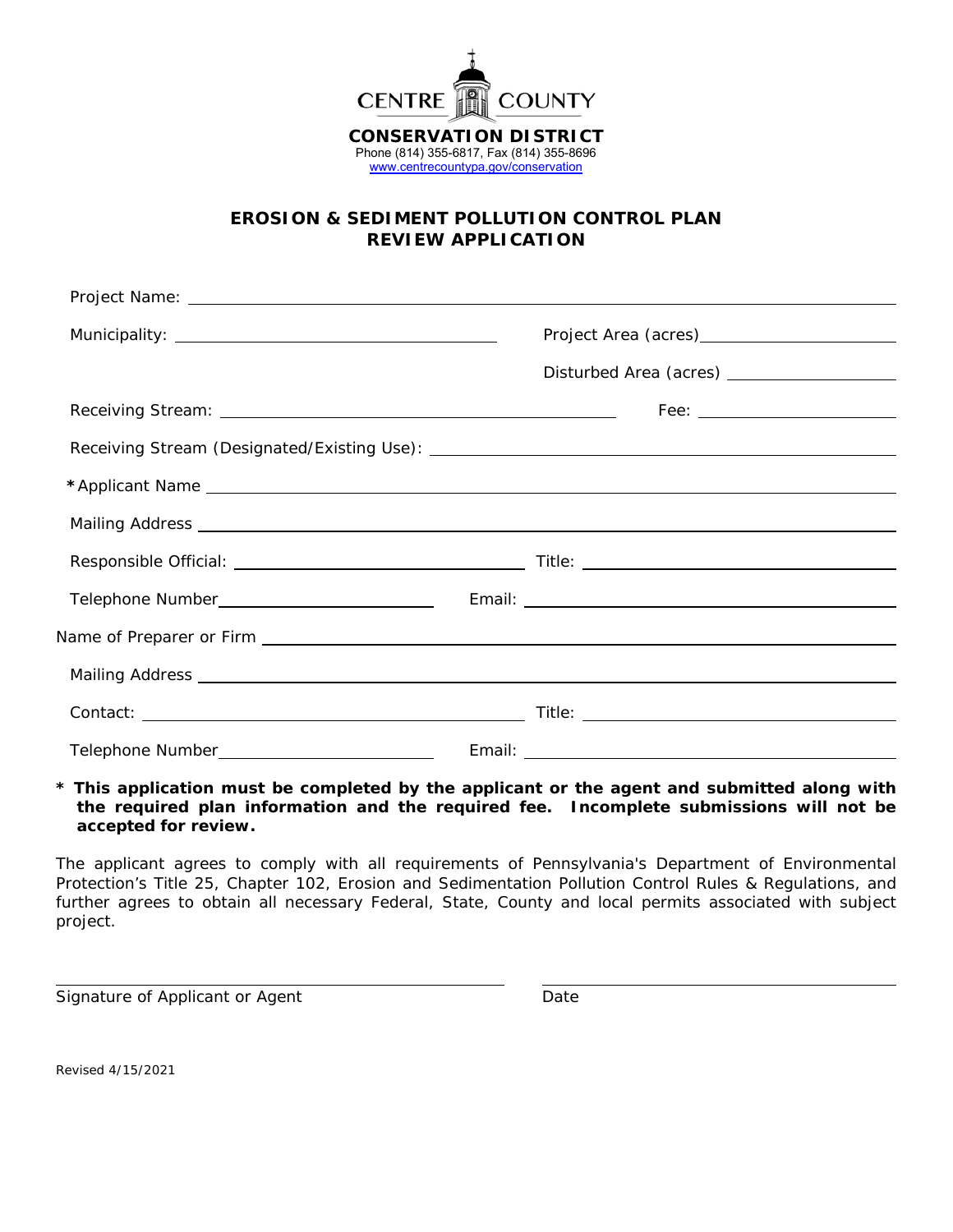CENTRE COUNTY

**CONSERVATION DISTRICT**

Phone (814) 355-6817, Fax (814) 355-8696

www.centrecountypa.gov/conservation

## EROSION & SEDIMENT POLLUTION CONTROL PLAN REVIEW APPLICATION

Project Name: ______________________________

Municipality: ______________________ Project Area (acres) ______________

Disturbed Area (acres) ______________

Receiving Stream: ______________________ Fee: ______________

Receiving Stream (Designated/Existing Use): ______________________________

*Applicant Name ______________________________

Mailing Address ______________________________

Responsible Official: ______________________ Title: ______________________

Telephone Number ______________________ Email: ______________________

Name of Preparer or Firm ______________________________

Mailing Address ______________________________

Contact: ______________________ Title: ______________________

Telephone Number ______________________ Email: ______________________

**\* This application must be completed by the applicant or the agent and submitted along with the required plan information and the required fee. Incomplete submissions will not be accepted for review.**

The applicant agrees to comply with all requirements of Pennsylvania's Department of Environmental Protection's Title 25, Chapter 102, Erosion and Sedimentation Pollution Control Rules & Regulations, and further agrees to obtain all necessary Federal, State, County and local permits associated with subject project.

______________________________ ______________________________

Signature of Applicant or Agent Date

Revised 4/15/2021